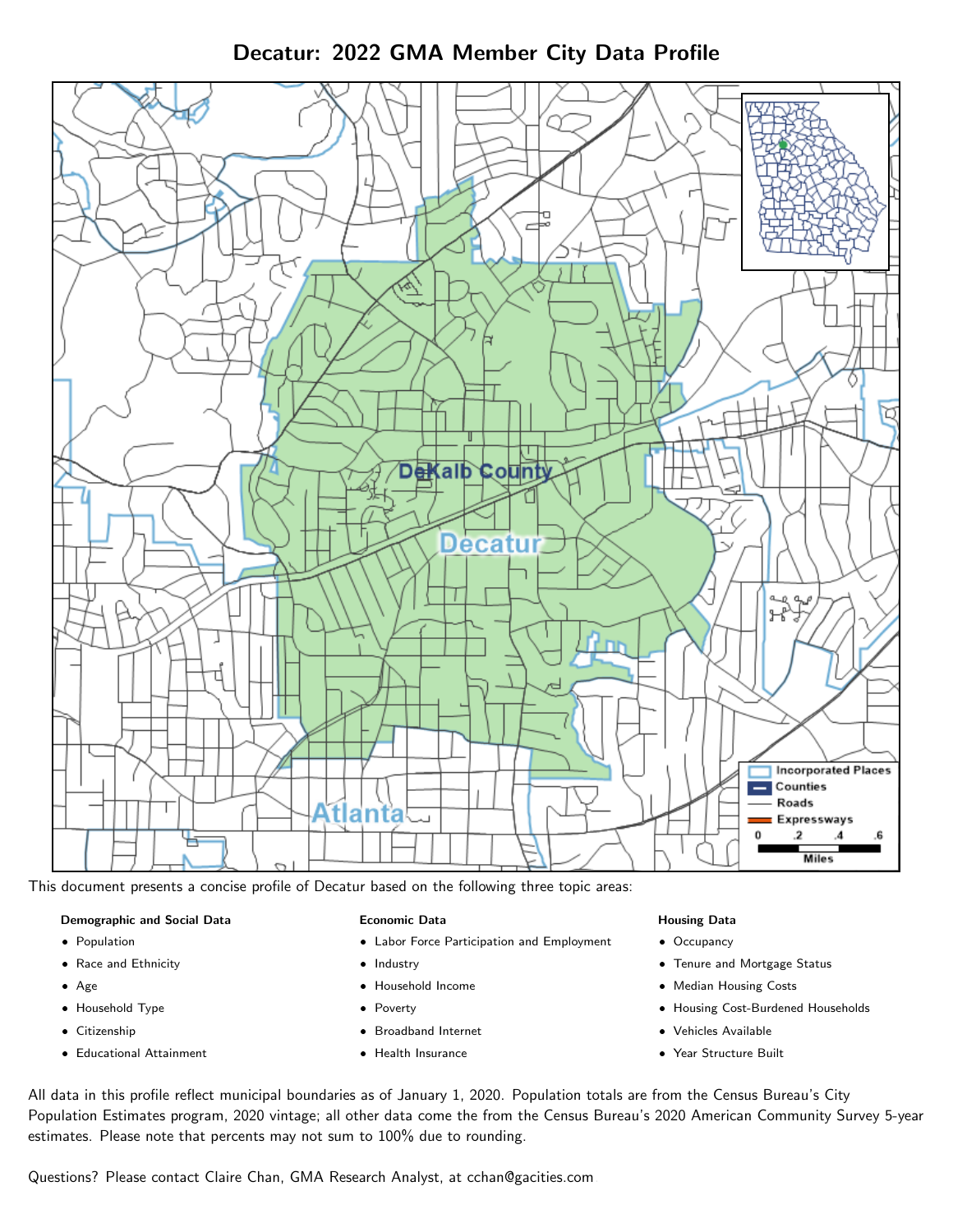# Decatur: 2022 GMA Member City Data Profile

This document presents a concise profile of Decatur based on the following three topic areas:

**Demographic and Social Data**

- Population
- Race and Ethnicity
- Age
- Household Type
- Citizenship
- Educational Attainment

**Economic Data**

- Labor Force Participation and Employment
- Industry
- Household Income
- Poverty
- Broadband Internet
- Health Insurance

**Housing Data**

- Occupancy
- Tenure and Mortgage Status
- Median Housing Costs
- Housing Cost-Burdened Households
- Vehicles Available
- Year Structure Built

All data in this profile reflect municipal boundaries as of January 1, 2020. Population totals are from the Census Bureau's City Population Estimates program, 2020 vintage; all other data come the from the Census Bureau's 2020 American Community Survey 5-year estimates. Please note that percents may not sum to 100% due to rounding.

Questions? Please contact Claire Chan, GMA Research Analyst, at cchan@gacities.com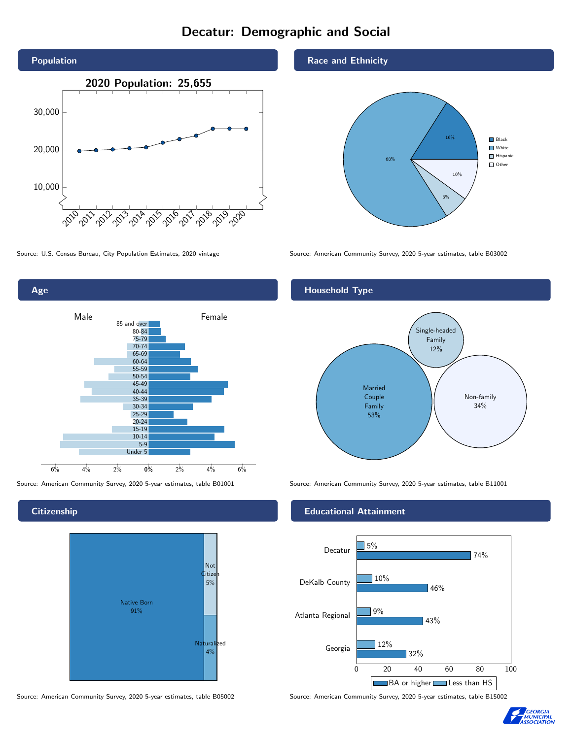# Decatur: Demographic and Social

## Population

2020 Population: 25,655

Source: U.S. Census Bureau, City Population Estimates, 2020 vintage

## Race and Ethnicity

| Group | Percent |
|---|---|
| Black | 16% |
| White | 68% |
| Hispanic | 6% |
| Other | 10% |

Source: American Community Survey, 2020 5-year estimates, table B03002

## Age

Male / Female

Age groups: 85 and over, 80-84, 75-79, 70-74, 65-69, 60-64, 55-59, 50-54, 45-49, 40-44, 35-39, 30-34, 25-29, 20-24, 15-19, 10-14, 5-9, Under 5

Source: American Community Survey, 2020 5-year estimates, table B01001

## Household Type

| Household Type | Percent |
|---|---|
| Married Couple Family | 53% |
| Single-headed Family | 12% |
| Non-family | 34% |

Source: American Community Survey, 2020 5-year estimates, table B11001

## Citizenship

| Status | Percent |
|---|---|
| Native Born | 91% |
| Not Citizen | 5% |
| Naturalized | 4% |

Source: American Community Survey, 2020 5-year estimates, table B05002

## Educational Attainment

| Area | Less than HS | BA or higher |
|---|---|---|
| Decatur | 5% | 74% |
| DeKalb County | 10% | 46% |
| Atlanta Regional | 9% | 43% |
| Georgia | 12% | 32% |

Source: American Community Survey, 2020 5-year estimates, table B15002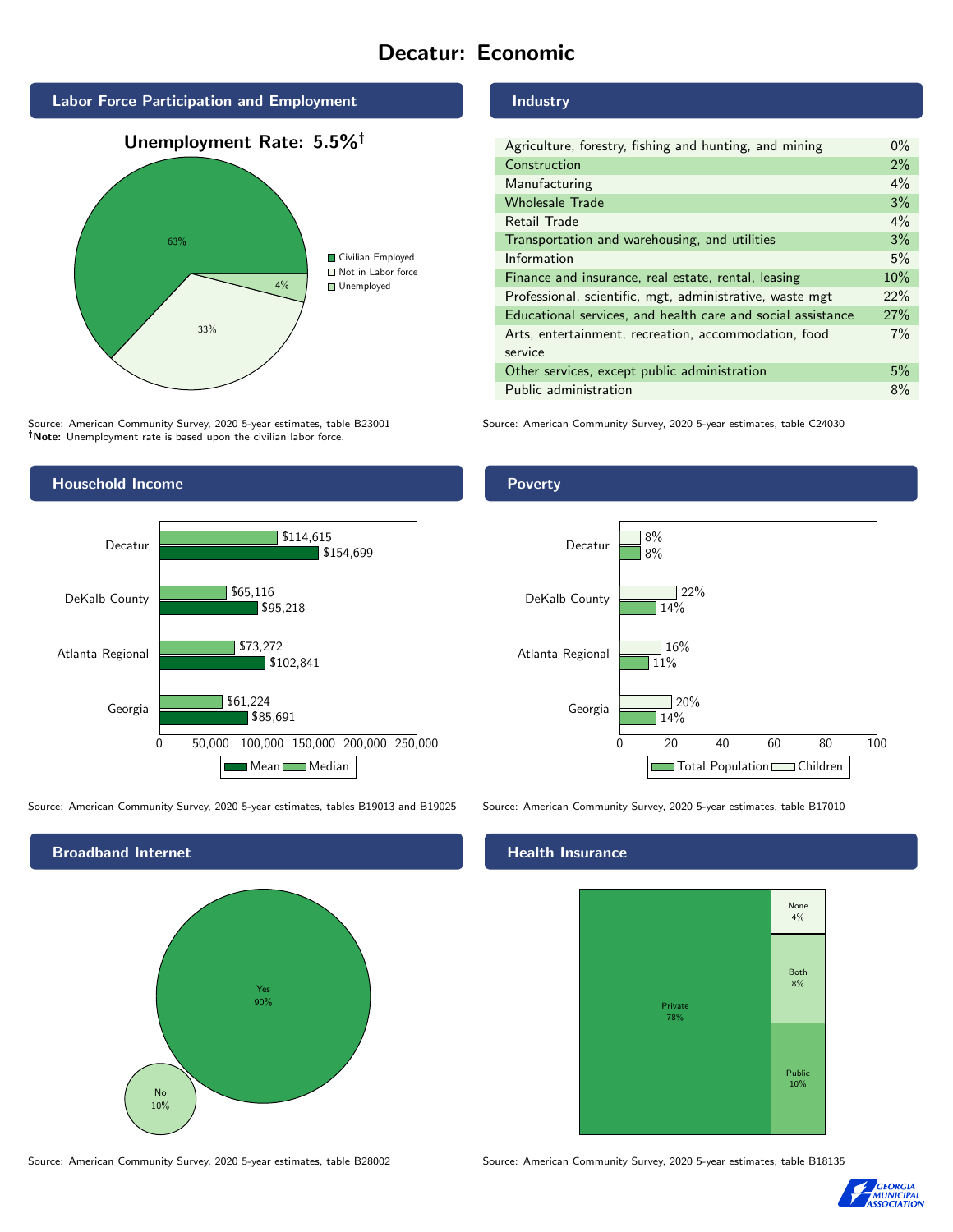# Decatur: Economic

## Labor Force Participation and Employment

**Unemployment Rate: 5.5%†**

| Category | Percent |
|---|---|
| Civilian Employed | 63% |
| Not in Labor force | 33% |
| Unemployed | 4% |

Source: American Community Survey, 2020 5-year estimates, table B23001
**†Note:** Unemployment rate is based upon the civilian labor force.

## Industry

| Industry | Percent |
|---|---|
| Agriculture, forestry, fishing and hunting, and mining | 0% |
| Construction | 2% |
| Manufacturing | 4% |
| Wholesale Trade | 3% |
| Retail Trade | 4% |
| Transportation and warehousing, and utilities | 3% |
| Information | 5% |
| Finance and insurance, real estate, rental, leasing | 10% |
| Professional, scientific, mgt, administrative, waste mgt | 22% |
| Educational services, and health care and social assistance | 27% |
| Arts, entertainment, recreation, accommodation, food service | 7% |
| Other services, except public administration | 5% |
| Public administration | 8% |

Source: American Community Survey, 2020 5-year estimates, table C24030

## Household Income

| Area | Median | Mean |
|---|---|---|
| Decatur | $114,615 | $154,699 |
| DeKalb County | $65,116 | $95,218 |
| Atlanta Regional | $73,272 | $102,841 |
| Georgia | $61,224 | $85,691 |

Source: American Community Survey, 2020 5-year estimates, tables B19013 and B19025

## Poverty

| Area | Children | Total Population |
|---|---|---|
| Decatur | 8% | 8% |
| DeKalb County | 22% | 14% |
| Atlanta Regional | 16% | 11% |
| Georgia | 20% | 14% |

Source: American Community Survey, 2020 5-year estimates, table B17010

## Broadband Internet

| Response | Percent |
|---|---|
| Yes | 90% |
| No | 10% |

Source: American Community Survey, 2020 5-year estimates, table B28002

## Health Insurance

| Type | Percent |
|---|---|
| Private | 78% |
| Public | 10% |
| Both | 8% |
| None | 4% |

Source: American Community Survey, 2020 5-year estimates, table B18135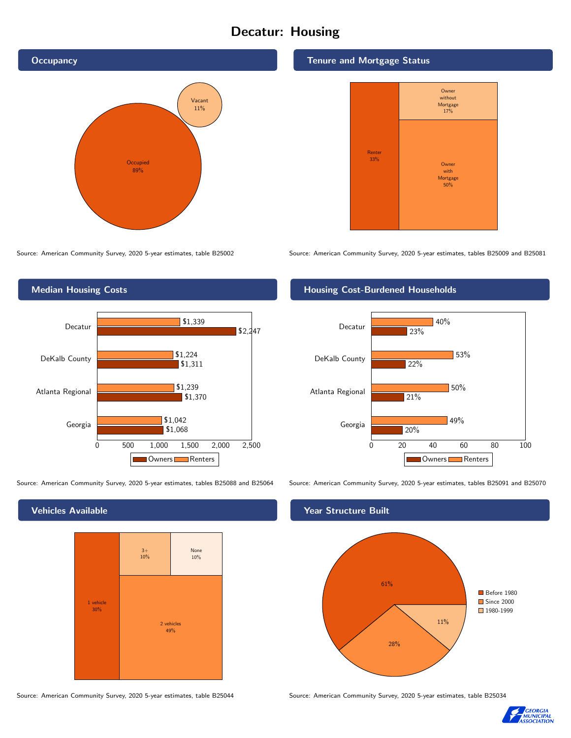# Decatur: Housing

## Occupancy

Vacant
11%

Occupied
89%

Source: American Community Survey, 2020 5-year estimates, table B25002

## Tenure and Mortgage Status

Renter
33%

Owner without Mortgage
17%

Owner with Mortgage
50%

Source: American Community Survey, 2020 5-year estimates, tables B25009 and B25081

## Median Housing Costs

Decatur
$1,339
$2,247

DeKalb County
$1,224
$1,311

Atlanta Regional
$1,239
$1,370

Georgia
$1,042
$1,068

0 500 1,000 1,500 2,000 2,500

Owners Renters

Source: American Community Survey, 2020 5-year estimates, tables B25088 and B25064

## Housing Cost-Burdened Households

Decatur
40%
23%

DeKalb County
53%
22%

Atlanta Regional
50%
21%

Georgia
49%
20%

0 20 40 60 80 100

Owners Renters

Source: American Community Survey, 2020 5-year estimates, tables B25091 and B25070

## Vehicles Available

1 vehicle
30%

3+
10%

None
10%

2 vehicles
49%

Source: American Community Survey, 2020 5-year estimates, table B25044

## Year Structure Built

61%

28%

11%

Before 1980
Since 2000
1980-1999

Source: American Community Survey, 2020 5-year estimates, table B25034